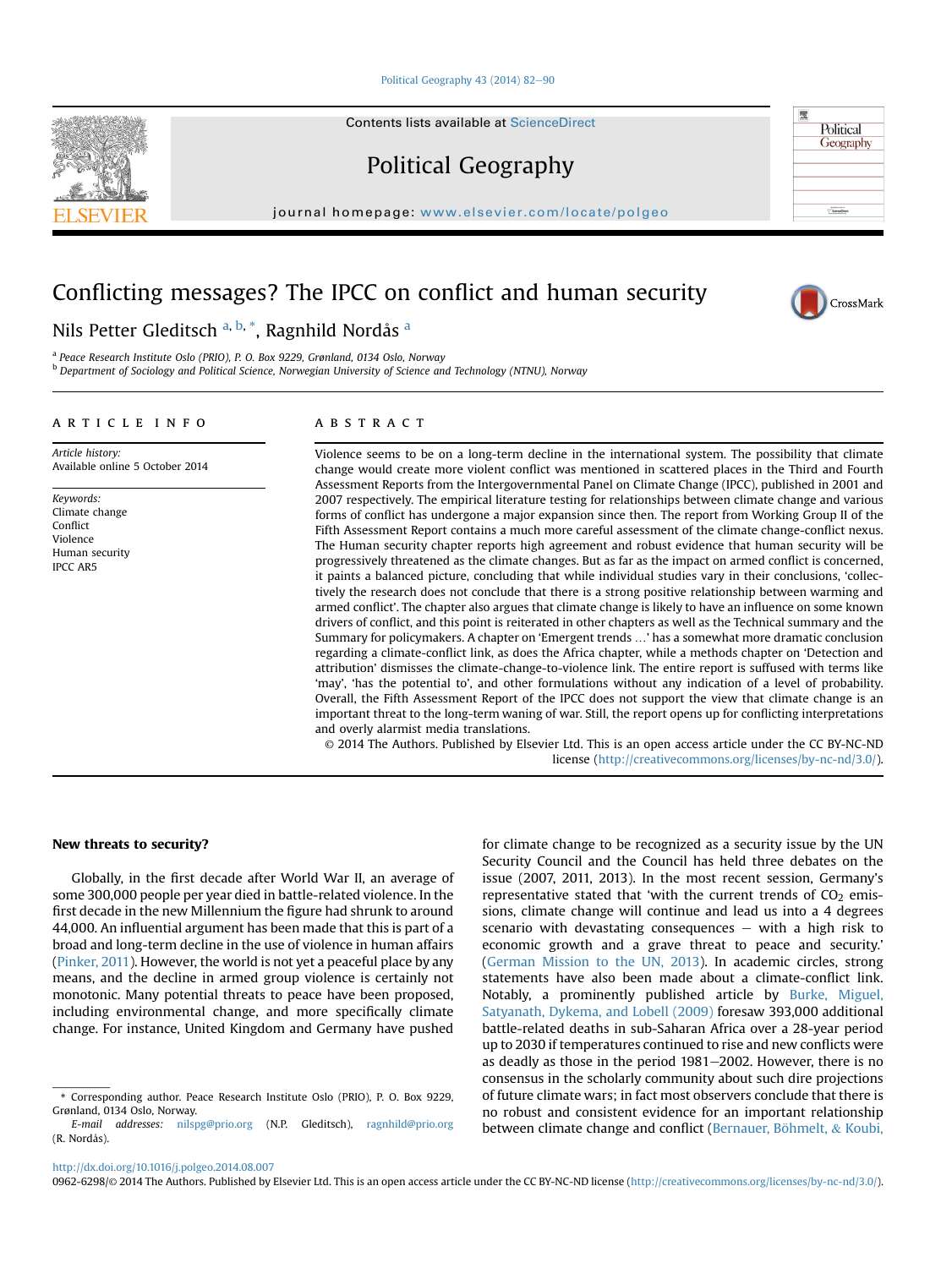# Conflicting messages? The IPCC on conflict and human security

Nils Petter Gleditsch [a, b, *], Ragnhild Nordås [a]

[a] Peace Research Institute Oslo (PRIO), P. O. Box 9229, Grønland, 0134 Oslo, Norway
[b] Department of Sociology and Political Science, Norwegian University of Science and Technology (NTNU), Norway

## ARTICLE INFO

*Article history:*
Available online 5 October 2014

*Keywords:*
Climate change
Conflict
Violence
Human security
IPCC AR5

## ABSTRACT

Violence seems to be on a long-term decline in the international system. The possibility that climate change would create more violent conflict was mentioned in scattered places in the Third and Fourth Assessment Reports from the Intergovernmental Panel on Climate Change (IPCC), published in 2001 and 2007 respectively. The empirical literature testing for relationships between climate change and various forms of conflict has undergone a major expansion since then. The report from Working Group II of the Fifth Assessment Report contains a much more careful assessment of the climate change-conflict nexus. The Human security chapter reports high agreement and robust evidence that human security will be progressively threatened as the climate changes. But as far as the impact on armed conflict is concerned, it paints a balanced picture, concluding that while individual studies vary in their conclusions, 'collectively the research does not conclude that there is a strong positive relationship between warming and armed conflict'. The chapter also argues that climate change is likely to have an influence on some known drivers of conflict, and this point is reiterated in other chapters as well as the Technical summary and the Summary for policymakers. A chapter on 'Emergent trends …' has a somewhat more dramatic conclusion regarding a climate-conflict link, as does the Africa chapter, while a methods chapter on 'Detection and attribution' dismisses the climate-change-to-violence link. The entire report is suffused with terms like 'may', 'has the potential to', and other formulations without any indication of a level of probability. Overall, the Fifth Assessment Report of the IPCC does not support the view that climate change is an important threat to the long-term waning of war. Still, the report opens up for conflicting interpretations and overly alarmist media translations.

© 2014 The Authors. Published by Elsevier Ltd. This is an open access article under the CC BY-NC-ND license (http://creativecommons.org/licenses/by-nc-nd/3.0/).

## New threats to security?

Globally, in the first decade after World War II, an average of some 300,000 people per year died in battle-related violence. In the first decade in the new Millennium the figure had shrunk to around 44,000. An influential argument has been made that this is part of a broad and long-term decline in the use of violence in human affairs (Pinker, 2011). However, the world is not yet a peaceful place by any means, and the decline in armed group violence is certainly not monotonic. Many potential threats to peace have been proposed, including environmental change, and more specifically climate change. For instance, United Kingdom and Germany have pushed for climate change to be recognized as a security issue by the UN Security Council and the Council has held three debates on the issue (2007, 2011, 2013). In the most recent session, Germany's representative stated that 'with the current trends of $CO_2$ emissions, climate change will continue and lead us into a 4 degrees scenario with devastating consequences – with a high risk to economic growth and a grave threat to peace and security.' (German Mission to the UN, 2013). In academic circles, strong statements have also been made about a climate-conflict link. Notably, a prominently published article by Burke, Miguel, Satyanath, Dykema, and Lobell (2009) foresaw 393,000 additional battle-related deaths in sub-Saharan Africa over a 28-year period up to 2030 if temperatures continued to rise and new conflicts were as deadly as those in the period 1981–2002. However, there is no consensus in the scholarly community about such dire projections of future climate wars; in fact most observers conclude that there is no robust and consistent evidence for an important relationship between climate change and conflict (Bernauer, Böhmelt, & Koubi,

\* Corresponding author. Peace Research Institute Oslo (PRIO), P. O. Box 9229, Grønland, 0134 Oslo, Norway.
E-mail addresses: nilspg@prio.org (N.P. Gleditsch), ragnhild@prio.org (R. Nordås).

http://dx.doi.org/10.1016/j.polgeo.2014.08.007
0962-6298/© 2014 The Authors. Published by Elsevier Ltd. This is an open access article under the CC BY-NC-ND license (http://creativecommons.org/licenses/by-nc-nd/3.0/).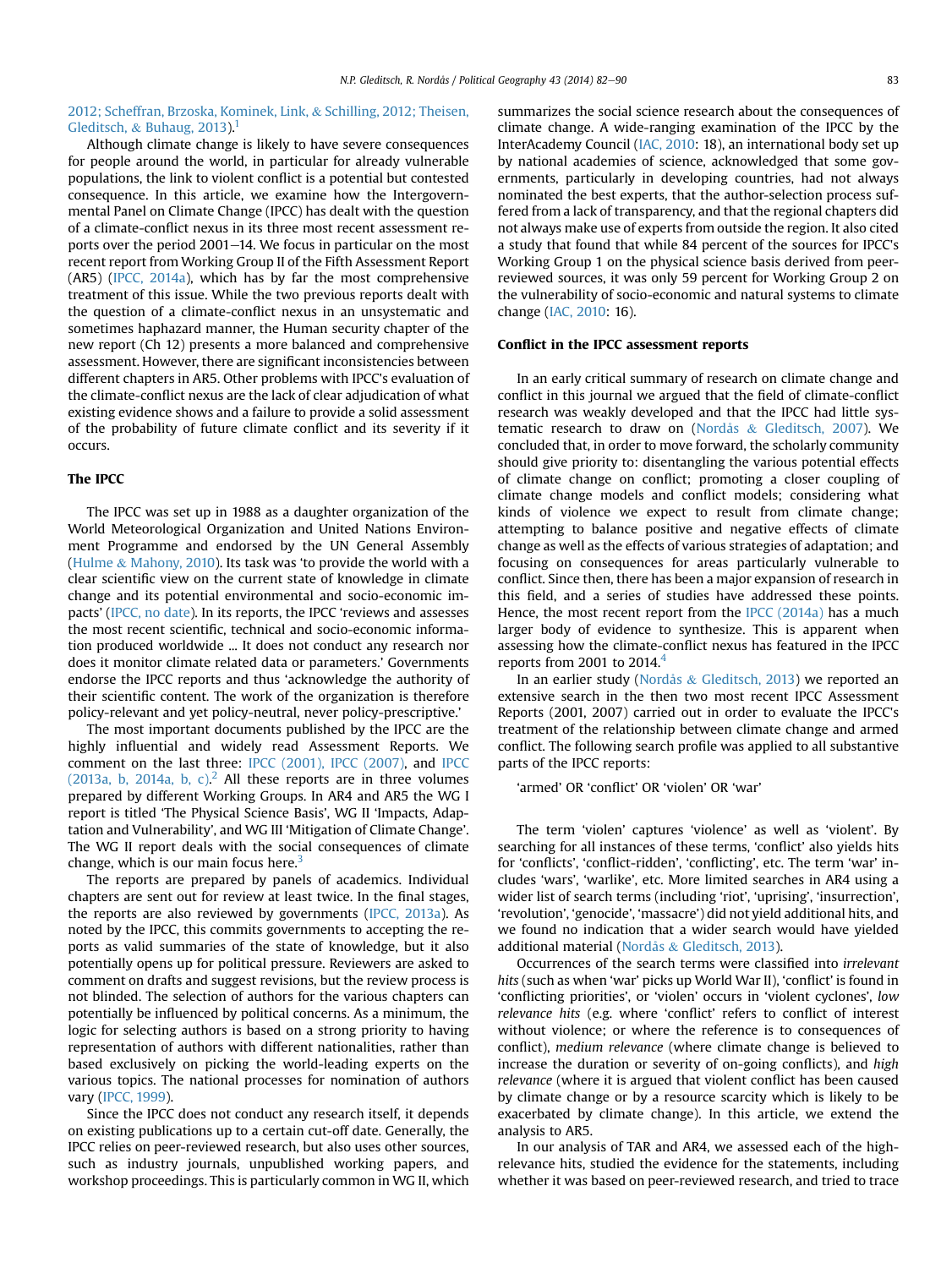2012; Scheffran, Brzoska, Kominek, Link, & Schilling, 2012; Theisen, Gleditsch, & Buhaug, 2013).[1]

Although climate change is likely to have severe consequences for people around the world, in particular for already vulnerable populations, the link to violent conflict is a potential but contested consequence. In this article, we examine how the Intergovernmental Panel on Climate Change (IPCC) has dealt with the question of a climate-conflict nexus in its three most recent assessment reports over the period 2001–14. We focus in particular on the most recent report from Working Group II of the Fifth Assessment Report (AR5) (IPCC, 2014a), which has by far the most comprehensive treatment of this issue. While the two previous reports dealt with the question of a climate-conflict nexus in an unsystematic and sometimes haphazard manner, the Human security chapter of the new report (Ch 12) presents a more balanced and comprehensive assessment. However, there are significant inconsistencies between different chapters in AR5. Other problems with IPCC's evaluation of the climate-conflict nexus are the lack of clear adjudication of what existing evidence shows and a failure to provide a solid assessment of the probability of future climate conflict and its severity if it occurs.

## The IPCC

The IPCC was set up in 1988 as a daughter organization of the World Meteorological Organization and United Nations Environment Programme and endorsed by the UN General Assembly (Hulme & Mahony, 2010). Its task was 'to provide the world with a clear scientific view on the current state of knowledge in climate change and its potential environmental and socio-economic impacts' (IPCC, no date). In its reports, the IPCC 'reviews and assesses the most recent scientific, technical and socio-economic information produced worldwide ... It does not conduct any research nor does it monitor climate related data or parameters.' Governments endorse the IPCC reports and thus 'acknowledge the authority of their scientific content. The work of the organization is therefore policy-relevant and yet policy-neutral, never policy-prescriptive.'

The most important documents published by the IPCC are the highly influential and widely read Assessment Reports. We comment on the last three: IPCC (2001), IPCC (2007), and IPCC (2013a, b, 2014a, b, c).[2] All these reports are in three volumes prepared by different Working Groups. In AR4 and AR5 the WG I report is titled 'The Physical Science Basis', WG II 'Impacts, Adaptation and Vulnerability', and WG III 'Mitigation of Climate Change'. The WG II report deals with the social consequences of climate change, which is our main focus here.[3]

The reports are prepared by panels of academics. Individual chapters are sent out for review at least twice. In the final stages, the reports are also reviewed by governments (IPCC, 2013a). As noted by the IPCC, this commits governments to accepting the reports as valid summaries of the state of knowledge, but it also potentially opens up for political pressure. Reviewers are asked to comment on drafts and suggest revisions, but the review process is not blinded. The selection of authors for the various chapters can potentially be influenced by political concerns. As a minimum, the logic for selecting authors is based on a strong priority to having representation of authors with different nationalities, rather than based exclusively on picking the world-leading experts on the various topics. The national processes for nomination of authors vary (IPCC, 1999).

Since the IPCC does not conduct any research itself, it depends on existing publications up to a certain cut-off date. Generally, the IPCC relies on peer-reviewed research, but also uses other sources, such as industry journals, unpublished working papers, and workshop proceedings. This is particularly common in WG II, which summarizes the social science research about the consequences of climate change. A wide-ranging examination of the IPCC by the InterAcademy Council (IAC, 2010: 18), an international body set up by national academies of science, acknowledged that some governments, particularly in developing countries, had not always nominated the best experts, that the author-selection process suffered from a lack of transparency, and that the regional chapters did not always make use of experts from outside the region. It also cited a study that found that while 84 percent of the sources for IPCC's Working Group 1 on the physical science basis derived from peer-reviewed sources, it was only 59 percent for Working Group 2 on the vulnerability of socio-economic and natural systems to climate change (IAC, 2010: 16).

## Conflict in the IPCC assessment reports

In an early critical summary of research on climate change and conflict in this journal we argued that the field of climate-conflict research was weakly developed and that the IPCC had little systematic research to draw on (Nordås & Gleditsch, 2007). We concluded that, in order to move forward, the scholarly community should give priority to: disentangling the various potential effects of climate change on conflict; promoting a closer coupling of climate change models and conflict models; considering what kinds of violence we expect to result from climate change; attempting to balance positive and negative effects of climate change as well as the effects of various strategies of adaptation; and focusing on consequences for areas particularly vulnerable to conflict. Since then, there has been a major expansion of research in this field, and a series of studies have addressed these points. Hence, the most recent report from the IPCC (2014a) has a much larger body of evidence to synthesize. This is apparent when assessing how the climate-conflict nexus has featured in the IPCC reports from 2001 to 2014.[4]

In an earlier study (Nordås & Gleditsch, 2013) we reported an extensive search in the then two most recent IPCC Assessment Reports (2001, 2007) carried out in order to evaluate the IPCC's treatment of the relationship between climate change and armed conflict. The following search profile was applied to all substantive parts of the IPCC reports:

'armed' OR 'conflict' OR 'violen' OR 'war'

The term 'violen' captures 'violence' as well as 'violent'. By searching for all instances of these terms, 'conflict' also yields hits for 'conflicts', 'conflict-ridden', 'conflicting', etc. The term 'war' includes 'wars', 'warlike', etc. More limited searches in AR4 using a wider list of search terms (including 'riot', 'uprising', 'insurrection', 'revolution', 'genocide', 'massacre') did not yield additional hits, and we found no indication that a wider search would have yielded additional material (Nordås & Gleditsch, 2013).

Occurrences of the search terms were classified into *irrelevant hits* (such as when 'war' picks up World War II), 'conflict' is found in 'conflicting priorities', or 'violen' occurs in 'violent cyclones', *low relevance hits* (e.g. where 'conflict' refers to conflict of interest without violence; or where the reference is to consequences of conflict), *medium relevance* (where climate change is believed to increase the duration or severity of on-going conflicts), and *high relevance* (where it is argued that violent conflict has been caused by climate change or by a resource scarcity which is likely to be exacerbated by climate change). In this article, we extend the analysis to AR5.

In our analysis of TAR and AR4, we assessed each of the high-relevance hits, studied the evidence for the statements, including whether it was based on peer-reviewed research, and tried to trace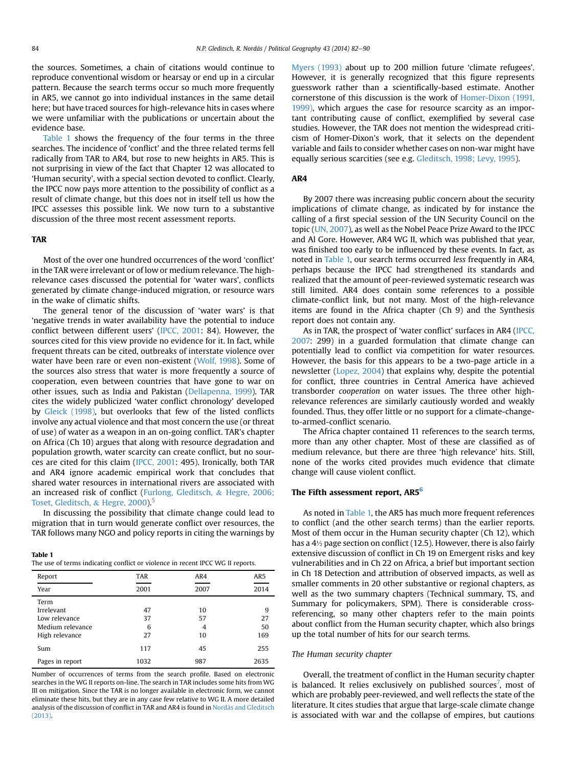the sources. Sometimes, a chain of citations would continue to reproduce conventional wisdom or hearsay or end up in a circular pattern. Because the search terms occur so much more frequently in AR5, we cannot go into individual instances in the same detail here; but have traced sources for high-relevance hits in cases where we were unfamiliar with the publications or uncertain about the evidence base.

Table 1 shows the frequency of the four terms in the three searches. The incidence of 'conflict' and the three related terms fell radically from TAR to AR4, but rose to new heights in AR5. This is not surprising in view of the fact that Chapter 12 was allocated to 'Human security', with a special section devoted to conflict. Clearly, the IPCC now pays more attention to the possibility of conflict as a result of climate change, but this does not in itself tell us how the IPCC assesses this possible link. We now turn to a substantive discussion of the three most recent assessment reports.

## TAR

Most of the over one hundred occurrences of the word 'conflict' in the TAR were irrelevant or of low or medium relevance. The high-relevance cases discussed the potential for 'water wars', conflicts generated by climate change-induced migration, or resource wars in the wake of climatic shifts.

The general tenor of the discussion of 'water wars' is that 'negative trends in water availability have the potential to induce conflict between different users' (IPCC, 2001: 84). However, the sources cited for this view provide no evidence for it. In fact, while frequent threats can be cited, outbreaks of interstate violence over water have been rare or even non-existent (Wolf, 1998). Some of the sources also stress that water is more frequently a source of cooperation, even between countries that have gone to war on other issues, such as India and Pakistan (Dellapenna, 1999). TAR cites the widely publicized 'water conflict chronology' developed by Gleick (1998), but overlooks that few of the listed conflicts involve any actual violence and that most concern the use (or threat of use) of water as a weapon in an on-going conflict. TAR's chapter on Africa (Ch 10) argues that along with resource degradation and population growth, water scarcity can create conflict, but no sources are cited for this claim (IPCC, 2001: 495). Ironically, both TAR and AR4 ignore academic empirical work that concludes that shared water resources in international rivers are associated with an increased risk of conflict (Furlong, Gleditsch, & Hegre, 2006; Toset, Gleditsch, & Hegre, 2000).[5]

In discussing the possibility that climate change could lead to migration that in turn would generate conflict over resources, the TAR follows many NGO and policy reports in citing the warnings by Myers (1993) about up to 200 million future 'climate refugees'. However, it is generally recognized that this figure represents guesswork rather than a scientifically-based estimate. Another cornerstone of this discussion is the work of Homer-Dixon (1991, 1999), which argues the case for resource scarcity as an important contributing cause of conflict, exemplified by several case studies. However, the TAR does not mention the widespread criticism of Homer-Dixon's work, that it selects on the dependent variable and fails to consider whether cases on non-war might have equally serious scarcities (see e.g. Gleditsch, 1998; Levy, 1995).

**Table 1**
The use of terms indicating conflict or violence in recent IPCC WG II reports.

| Report | TAR | AR4 | AR5 |
|---|---|---|---|
| Year | 2001 | 2007 | 2014 |
| Term | | | |
| Irrelevant | 47 | 10 | 9 |
| Low relevance | 37 | 57 | 27 |
| Medium relevance | 6 | 4 | 50 |
| High relevance | 27 | 10 | 169 |
| Sum | 117 | 45 | 255 |
| Pages in report | 1032 | 987 | 2635 |

Number of occurrences of terms from the search profile. Based on electronic searches in the WG II reports on-line. The search in TAR includes some hits from WG III on mitigation. Since the TAR is no longer available in electronic form, we cannot eliminate these hits, but they are in any case few relative to WG II. A more detailed analysis of the discussion of conflict in TAR and AR4 is found in Nordås and Gleditsch (2013).

## AR4

By 2007 there was increasing public concern about the security implications of climate change, as indicated by for instance the calling of a first special session of the UN Security Council on the topic (UN, 2007), as well as the Nobel Peace Prize Award to the IPCC and Al Gore. However, AR4 WG II, which was published that year, was finished too early to be influenced by these events. In fact, as noted in Table 1, our search terms occurred *less* frequently in AR4, perhaps because the IPCC had strengthened its standards and realized that the amount of peer-reviewed systematic research was still limited. AR4 does contain some references to a possible climate-conflict link, but not many. Most of the high-relevance items are found in the Africa chapter (Ch 9) and the Synthesis report does not contain any.

As in TAR, the prospect of 'water conflict' surfaces in AR4 (IPCC, 2007: 299) in a guarded formulation that climate change can potentially lead to conflict via competition for water resources. However, the basis for this appears to be a two-page article in a newsletter (Lopez, 2004) that explains why, despite the potential for conflict, three countries in Central America have achieved transborder *cooperation* on water issues. The three other high-relevance references are similarly cautiously worded and weakly founded. Thus, they offer little or no support for a climate-change-to-armed-conflict scenario.

The Africa chapter contained 11 references to the search terms, more than any other chapter. Most of these are classified as of medium relevance, but there are three 'high relevance' hits. Still, none of the works cited provides much evidence that climate change will cause violent conflict.

## The Fifth assessment report, AR5[6]

As noted in Table 1, the AR5 has much more frequent references to conflict (and the other search terms) than the earlier reports. Most of them occur in the Human security chapter (Ch 12), which has a 4½ page section on conflict (12.5). However, there is also fairly extensive discussion of conflict in Ch 19 on Emergent risks and key vulnerabilities and in Ch 22 on Africa, a brief but important section in Ch 18 Detection and attribution of observed impacts, as well as smaller comments in 20 other substantive or regional chapters, as well as the two summary chapters (Technical summary, TS, and Summary for policymakers, SPM). There is considerable cross-referencing, so many other chapters refer to the main points about conflict from the Human security chapter, which also brings up the total number of hits for our search terms.

### *The Human security chapter*

Overall, the treatment of conflict in the Human security chapter is balanced. It relies exclusively on published sources[7], most of which are probably peer-reviewed, and well reflects the state of the literature. It cites studies that argue that large-scale climate change is associated with war and the collapse of empires, but cautions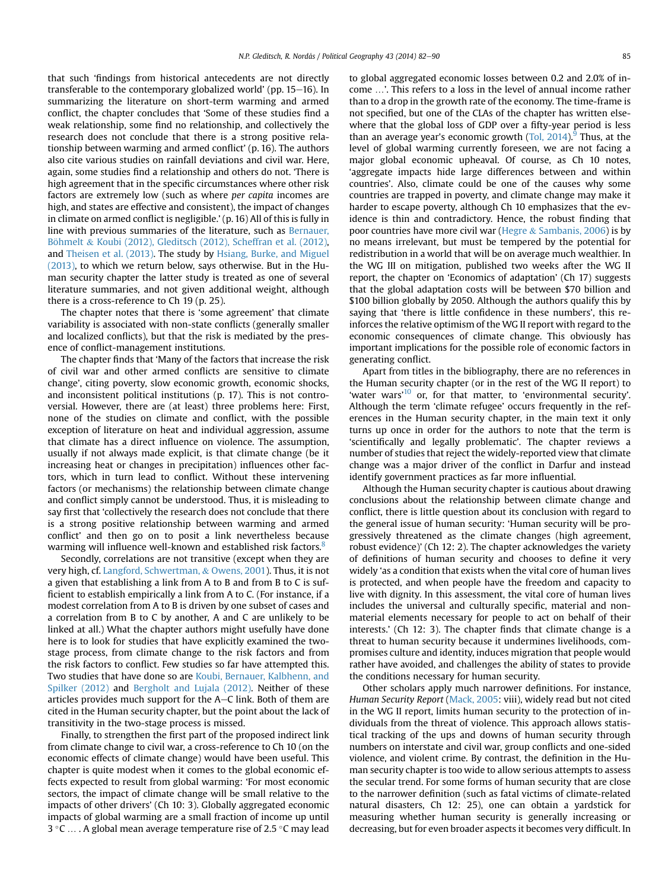that such 'findings from historical antecedents are not directly transferable to the contemporary globalized world' (pp. 15–16). In summarizing the literature on short-term warming and armed conflict, the chapter concludes that 'Some of these studies find a weak relationship, some find no relationship, and collectively the research does not conclude that there is a strong positive relationship between warming and armed conflict' (p. 16). The authors also cite various studies on rainfall deviations and civil war. Here, again, some studies find a relationship and others do not. 'There is high agreement that in the specific circumstances where other risk factors are extremely low (such as where *per capita* incomes are high, and states are effective and consistent), the impact of changes in climate on armed conflict is negligible.' (p. 16) All of this is fully in line with previous summaries of the literature, such as Bernauer, Böhmelt & Koubi (2012), Gleditsch (2012), Scheffran et al. (2012), and Theisen et al. (2013). The study by Hsiang, Burke, and Miguel (2013), to which we return below, says otherwise. But in the Human security chapter the latter study is treated as one of several literature summaries, and not given additional weight, although there is a cross-reference to Ch 19 (p. 25).

The chapter notes that there is 'some agreement' that climate variability is associated with non-state conflicts (generally smaller and localized conflicts), but that the risk is mediated by the presence of conflict-management institutions.

The chapter finds that 'Many of the factors that increase the risk of civil war and other armed conflicts are sensitive to climate change', citing poverty, slow economic growth, economic shocks, and inconsistent political institutions (p. 17). This is not controversial. However, there are (at least) three problems here: First, none of the studies on climate and conflict, with the possible exception of literature on heat and individual aggression, assume that climate has a direct influence on violence. The assumption, usually if not always made explicit, is that climate change (be it increasing heat or changes in precipitation) influences other factors, which in turn lead to conflict. Without these intervening factors (or mechanisms) the relationship between climate change and conflict simply cannot be understood. Thus, it is misleading to say first that 'collectively the research does not conclude that there is a strong positive relationship between warming and armed conflict' and then go on to posit a link nevertheless because warming will influence well-known and established risk factors.[8]

Secondly, correlations are not transitive (except when they are very high, cf. Langford, Schwertman, & Owens, 2001). Thus, it is not a given that establishing a link from A to B and from B to C is sufficient to establish empirically a link from A to C. (For instance, if a modest correlation from A to B is driven by one subset of cases and a correlation from B to C by another, A and C are unlikely to be linked at all.) What the chapter authors might usefully have done here is to look for studies that have explicitly examined the two-stage process, from climate change to the risk factors and from the risk factors to conflict. Few studies so far have attempted this. Two studies that have done so are Koubi, Bernauer, Kalbhenn, and Spilker (2012) and Bergholt and Lujala (2012). Neither of these articles provides much support for the A–C link. Both of them are cited in the Human security chapter, but the point about the lack of transitivity in the two-stage process is missed.

Finally, to strengthen the first part of the proposed indirect link from climate change to civil war, a cross-reference to Ch 10 (on the economic effects of climate change) would have been useful. This chapter is quite modest when it comes to the global economic effects expected to result from global warming: 'For most economic sectors, the impact of climate change will be small relative to the impacts of other drivers' (Ch 10: 3). Globally aggregated economic impacts of global warming are a small fraction of income up until 3 °C … . A global mean average temperature rise of 2.5 °C may lead to global aggregated economic losses between 0.2 and 2.0% of income …'. This refers to a loss in the level of annual income rather than to a drop in the growth rate of the economy. The time-frame is not specified, but one of the CLAs of the chapter has written elsewhere that the global loss of GDP over a fifty-year period is less than an average year's economic growth (Tol, 2014).[9] Thus, at the level of global warming currently foreseen, we are not facing a major global economic upheaval. Of course, as Ch 10 notes, 'aggregate impacts hide large differences between and within countries'. Also, climate could be one of the causes why some countries are trapped in poverty, and climate change may make it harder to escape poverty, although Ch 10 emphasizes that the evidence is thin and contradictory. Hence, the robust finding that poor countries have more civil war (Hegre & Sambanis, 2006) is by no means irrelevant, but must be tempered by the potential for redistribution in a world that will be on average much wealthier. In the WG III on mitigation, published two weeks after the WG II report, the chapter on 'Economics of adaptation' (Ch 17) suggests that the global adaptation costs will be between $70 billion and $100 billion globally by 2050. Although the authors qualify this by saying that 'there is little confidence in these numbers', this reinforces the relative optimism of the WG II report with regard to the economic consequences of climate change. This obviously has important implications for the possible role of economic factors in generating conflict.

Apart from titles in the bibliography, there are no references in the Human security chapter (or in the rest of the WG II report) to 'water wars'[10] or, for that matter, to 'environmental security'. Although the term 'climate refugee' occurs frequently in the references in the Human security chapter, in the main text it only turns up once in order for the authors to note that the term is 'scientifically and legally problematic'. The chapter reviews a number of studies that reject the widely-reported view that climate change was a major driver of the conflict in Darfur and instead identify government practices as far more influential.

Although the Human security chapter is cautious about drawing conclusions about the relationship between climate change and conflict, there is little question about its conclusion with regard to the general issue of human security: 'Human security will be progressively threatened as the climate changes (high agreement, robust evidence)' (Ch 12: 2). The chapter acknowledges the variety of definitions of human security and chooses to define it very widely 'as a condition that exists when the vital core of human lives is protected, and when people have the freedom and capacity to live with dignity. In this assessment, the vital core of human lives includes the universal and culturally specific, material and non-material elements necessary for people to act on behalf of their interests.' (Ch 12: 3). The chapter finds that climate change is a threat to human security because it undermines livelihoods, compromises culture and identity, induces migration that people would rather have avoided, and challenges the ability of states to provide the conditions necessary for human security.

Other scholars apply much narrower definitions. For instance, *Human Security Report* (Mack, 2005: viii), widely read but not cited in the WG II report, limits human security to the protection of individuals from the threat of violence. This approach allows statistical tracking of the ups and downs of human security through numbers on interstate and civil war, group conflicts and one-sided violence, and violent crime. By contrast, the definition in the Human security chapter is too wide to allow serious attempts to assess the secular trend. For some forms of human security that are close to the narrower definition (such as fatal victims of climate-related natural disasters, Ch 12: 25), one can obtain a yardstick for measuring whether human security is generally increasing or decreasing, but for even broader aspects it becomes very difficult. In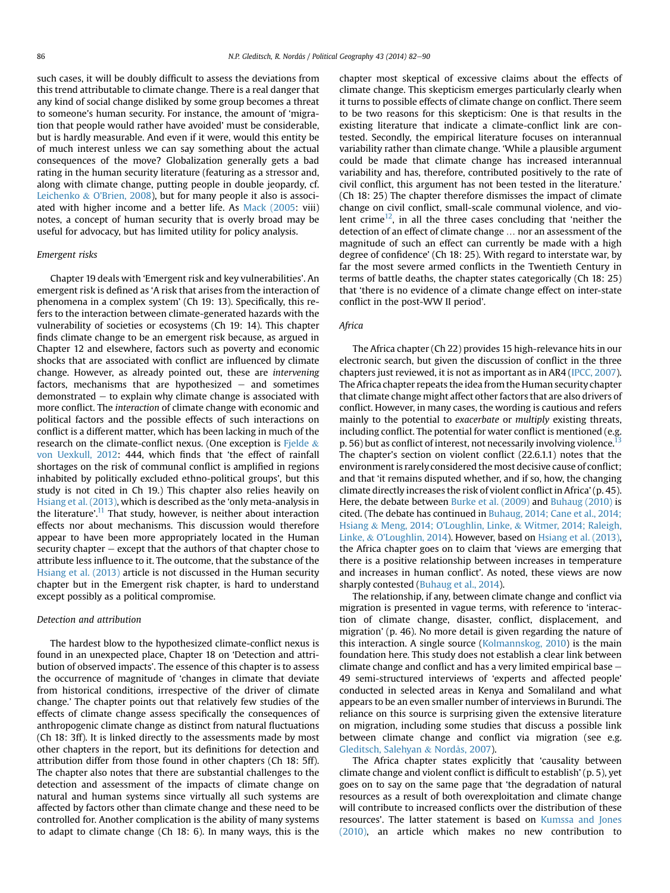such cases, it will be doubly difficult to assess the deviations from this trend attributable to climate change. There is a real danger that any kind of social change disliked by some group becomes a threat to someone's human security. For instance, the amount of 'migration that people would rather have avoided' must be considerable, but is hardly measurable. And even if it were, would this entity be of much interest unless we can say something about the actual consequences of the move? Globalization generally gets a bad rating in the human security literature (featuring as a stressor and, along with climate change, putting people in double jeopardy, cf. Leichenko & O'Brien, 2008), but for many people it also is associated with higher income and a better life. As Mack (2005: viii) notes, a concept of human security that is overly broad may be useful for advocacy, but has limited utility for policy analysis.

### *Emergent risks*

Chapter 19 deals with 'Emergent risk and key vulnerabilities'. An emergent risk is defined as 'A risk that arises from the interaction of phenomena in a complex system' (Ch 19: 13). Specifically, this refers to the interaction between climate-generated hazards with the vulnerability of societies or ecosystems (Ch 19: 14). This chapter finds climate change to be an emergent risk because, as argued in Chapter 12 and elsewhere, factors such as poverty and economic shocks that are associated with conflict are influenced by climate change. However, as already pointed out, these are *intervening* factors, mechanisms that are hypothesized – and sometimes demonstrated – to explain why climate change is associated with more conflict. The *interaction* of climate change with economic and political factors and the possible effects of such interactions on conflict is a different matter, which has been lacking in much of the research on the climate-conflict nexus. (One exception is Fjelde & von Uexkull, 2012: 444, which finds that 'the effect of rainfall shortages on the risk of communal conflict is amplified in regions inhabited by politically excluded ethno-political groups', but this study is not cited in Ch 19.) This chapter also relies heavily on Hsiang et al. (2013), which is described as the 'only meta-analysis in the literature'.[11] That study, however, is neither about interaction effects nor about mechanisms. This discussion would therefore appear to have been more appropriately located in the Human security chapter – except that the authors of that chapter chose to attribute less influence to it. The outcome, that the substance of the Hsiang et al. (2013) article is not discussed in the Human security chapter but in the Emergent risk chapter, is hard to understand except possibly as a political compromise.

### *Detection and attribution*

The hardest blow to the hypothesized climate-conflict nexus is found in an unexpected place, Chapter 18 on 'Detection and attribution of observed impacts'. The essence of this chapter is to assess the occurrence of magnitude of 'changes in climate that deviate from historical conditions, irrespective of the driver of climate change.' The chapter points out that relatively few studies of the effects of climate change assess specifically the consequences of anthropogenic climate change as distinct from natural fluctuations (Ch 18: 3ff). It is linked directly to the assessments made by most other chapters in the report, but its definitions for detection and attribution differ from those found in other chapters (Ch 18: 5ff). The chapter also notes that there are substantial challenges to the detection and assessment of the impacts of climate change on natural and human systems since virtually all such systems are affected by factors other than climate change and these need to be controlled for. Another complication is the ability of many systems to adapt to climate change (Ch 18: 6). In many ways, this is the chapter most skeptical of excessive claims about the effects of climate change. This skepticism emerges particularly clearly when it turns to possible effects of climate change on conflict. There seem to be two reasons for this skepticism: One is that results in the existing literature that indicate a climate-conflict link are contested. Secondly, the empirical literature focuses on interannual variability rather than climate change. 'While a plausible argument could be made that climate change has increased interannual variability and has, therefore, contributed positively to the rate of civil conflict, this argument has not been tested in the literature.' (Ch 18: 25) The chapter therefore dismisses the impact of climate change on civil conflict, small-scale communal violence, and violent crime[12], in all the three cases concluding that 'neither the detection of an effect of climate change … nor an assessment of the magnitude of such an effect can currently be made with a high degree of confidence' (Ch 18: 25). With regard to interstate war, by far the most severe armed conflicts in the Twentieth Century in terms of battle deaths, the chapter states categorically (Ch 18: 25) that 'there is no evidence of a climate change effect on inter-state conflict in the post-WW II period'.

### *Africa*

The Africa chapter (Ch 22) provides 15 high-relevance hits in our electronic search, but given the discussion of conflict in the three chapters just reviewed, it is not as important as in AR4 (IPCC, 2007). The Africa chapter repeats the idea from the Human security chapter that climate change might affect other factors that are also drivers of conflict. However, in many cases, the wording is cautious and refers mainly to the potential to *exacerbate* or *multiply* existing threats, including conflict. The potential for water conflict is mentioned (e.g. p. 56) but as conflict of interest, not necessarily involving violence.[13] The chapter's section on violent conflict (22.6.1.1) notes that the environment is rarely considered the most decisive cause of conflict; and that 'it remains disputed whether, and if so, how, the changing climate directly increases the risk of violent conflict in Africa' (p. 45). Here, the debate between Burke et al. (2009) and Buhaug (2010) is cited. (The debate has continued in Buhaug, 2014; Cane et al., 2014; Hsiang & Meng, 2014; O'Loughlin, Linke, & Witmer, 2014; Raleigh, Linke, & O'Loughlin, 2014). However, based on Hsiang et al. (2013), the Africa chapter goes on to claim that 'views are emerging that there is a positive relationship between increases in temperature and increases in human conflict'. As noted, these views are now sharply contested (Buhaug et al., 2014).

The relationship, if any, between climate change and conflict via migration is presented in vague terms, with reference to 'interaction of climate change, disaster, conflict, displacement, and migration' (p. 46). No more detail is given regarding the nature of this interaction. A single source (Kolmannskog, 2010) is the main foundation here. This study does not establish a clear link between climate change and conflict and has a very limited empirical base – 49 semi-structured interviews of 'experts and affected people' conducted in selected areas in Kenya and Somaliland and what appears to be an even smaller number of interviews in Burundi. The reliance on this source is surprising given the extensive literature on migration, including some studies that discuss a possible link between climate change and conflict via migration (see e.g. Gleditsch, Salehyan & Nordås, 2007).

The Africa chapter states explicitly that 'causality between climate change and violent conflict is difficult to establish' (p. 5), yet goes on to say on the same page that 'the degradation of natural resources as a result of both overexploitation and climate change will contribute to increased conflicts over the distribution of these resources'. The latter statement is based on Kumssa and Jones (2010), an article which makes no new contribution to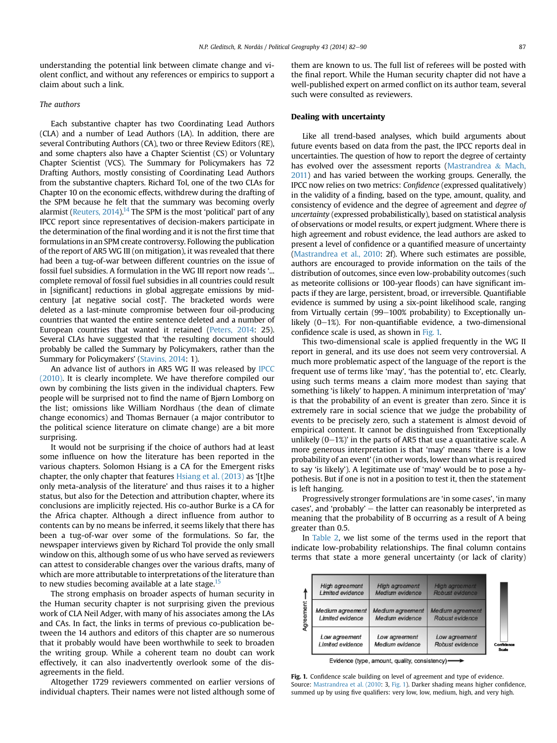understanding the potential link between climate change and violent conflict, and without any references or empirics to support a claim about such a link.

*The authors*

Each substantive chapter has two Coordinating Lead Authors (CLA) and a number of Lead Authors (LA). In addition, there are several Contributing Authors (CA), two or three Review Editors (RE), and some chapters also have a Chapter Scientist (CS) or Voluntary Chapter Scientist (VCS). The Summary for Policymakers has 72 Drafting Authors, mostly consisting of Coordinating Lead Authors from the substantive chapters. Richard Tol, one of the two CLAs for Chapter 10 on the economic effects, withdrew during the drafting of the SPM because he felt that the summary was becoming overly alarmist (Reuters, 2014).[14] The SPM is the most 'political' part of any IPCC report since representatives of decision-makers participate in the determination of the final wording and it is not the first time that formulations in an SPM create controversy. Following the publication of the report of AR5 WG III (on mitigation), it was revealed that there had been a tug-of-war between different countries on the issue of fossil fuel subsidies. A formulation in the WG III report now reads '... complete removal of fossil fuel subsidies in all countries could result in [significant] reductions in global aggregate emissions by mid-century [at negative social cost]'. The bracketed words were deleted as a last-minute compromise between four oil-producing countries that wanted the entire sentence deleted and a number of European countries that wanted it retained (Peters, 2014: 25). Several CLAs have suggested that 'the resulting document should probably be called the Summary by Policymakers, rather than the Summary for Policymakers' (Stavins, 2014: 1).

An advance list of authors in AR5 WG II was released by IPCC (2010). It is clearly incomplete. We have therefore compiled our own by combining the lists given in the individual chapters. Few people will be surprised not to find the name of Bjørn Lomborg on the list; omissions like William Nordhaus (the dean of climate change economics) and Thomas Bernauer (a major contributor to the political science literature on climate change) are a bit more surprising.

It would not be surprising if the choice of authors had at least some influence on how the literature has been reported in the various chapters. Solomon Hsiang is a CA for the Emergent risks chapter, the only chapter that features Hsiang et al. (2013) as '[t]he only meta-analysis of the literature' and thus raises it to a higher status, but also for the Detection and attribution chapter, where its conclusions are implicitly rejected. His co-author Burke is a CA for the Africa chapter. Although a direct influence from author to contents can by no means be inferred, it seems likely that there has been a tug-of-war over some of the formulations. So far, the newspaper interviews given by Richard Tol provide the only small window on this, although some of us who have served as reviewers can attest to considerable changes over the various drafts, many of which are more attributable to interpretations of the literature than to new studies becoming available at a late stage.[15]

The strong emphasis on broader aspects of human security in the Human security chapter is not surprising given the previous work of CLA Neil Adger, with many of his associates among the LAs and CAs. In fact, the links in terms of previous co-publication between the 14 authors and editors of this chapter are so numerous that it probably would have been worthwhile to seek to broaden the writing group. While a coherent team no doubt can work effectively, it can also inadvertently overlook some of the disagreements in the field.

Altogether 1729 reviewers commented on earlier versions of individual chapters. Their names were not listed although some of them are known to us. The full list of referees will be posted with the final report. While the Human security chapter did not have a well-published expert on armed conflict on its author team, several such were consulted as reviewers.

## Dealing with uncertainty

Like all trend-based analyses, which build arguments about future events based on data from the past, the IPCC reports deal in uncertainties. The question of how to report the degree of certainty has evolved over the assessment reports (Mastrandrea & Mach, 2011) and has varied between the working groups. Generally, the IPCC now relies on two metrics: *Confidence* (expressed qualitatively) in the validity of a finding, based on the type, amount, quality, and consistency of evidence and the degree of agreement and *degree of uncertainty* (expressed probabilistically), based on statistical analysis of observations or model results, or expert judgment. Where there is high agreement and robust evidence, the lead authors are asked to present a level of confidence or a quantified measure of uncertainty (Mastrandrea et al., 2010: 2f). Where such estimates are possible, authors are encouraged to provide information on the tails of the distribution of outcomes, since even low-probability outcomes (such as meteorite collisions or 100-year floods) can have significant impacts if they are large, persistent, broad, or irreversible. Quantifiable evidence is summed by using a six-point likelihood scale, ranging from Virtually certain (99–100% probability) to Exceptionally unlikely (0–1%). For non-quantifiable evidence, a two-dimensional confidence scale is used, as shown in Fig. 1.

This two-dimensional scale is applied frequently in the WG II report in general, and its use does not seem very controversial. A much more problematic aspect of the language of the report is the frequent use of terms like 'may', 'has the potential to', etc. Clearly, using such terms means a claim more modest than saying that something 'is likely' to happen. A minimum interpretation of 'may' is that the probability of an event is greater than zero. Since it is extremely rare in social science that we judge the probability of events to be precisely zero, such a statement is almost devoid of empirical content. It cannot be distinguished from 'Exceptionally unlikely (0–1%)' in the parts of AR5 that use a quantitative scale. A more generous interpretation is that 'may' means 'there is a low probability of an event' (in other words, lower than what is required to say 'is likely'). A legitimate use of 'may' would be to pose a hypothesis. But if one is not in a position to test it, then the statement is left hanging.

Progressively stronger formulations are 'in some cases', 'in many cases', and 'probably' – the latter can reasonably be interpreted as meaning that the probability of B occurring as a result of A being greater than 0.5.

In Table 2, we list some of the terms used in the report that indicate low-probability relationships. The final column contains terms that state a more general uncertainty (or lack of clarity)

Agreement

High agreement Limited evidence

High agreement Medium evidence

High agreement Robust evidence

Medium agreement Limited evidence

Medium agreement Medium evidence

Medium agreement Robust evidence

Low agreement Limited evidence

Low agreement Medium evidence

Low agreement Robust evidence

Evidence (type, amount, quality, consistency)

Confidence Scale

**Fig. 1.** Confidence scale building on level of agreement and type of evidence. Source: Mastrandrea et al. (2010: 3, Fig. 1). Darker shading means higher confidence, summed up by using five qualifiers: very low, low, medium, high, and very high.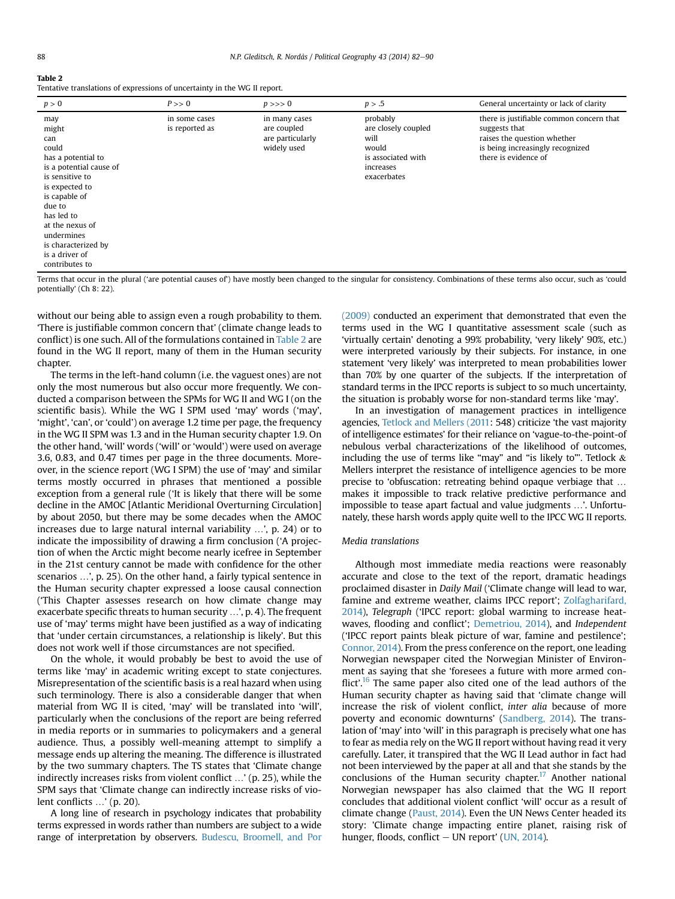**Table 2**
Tentative translations of expressions of uncertainty in the WG II report.

| $p > 0$ | $P >> 0$ | $p >>> 0$ | $p > .5$ | General uncertainty or lack of clarity |
|---|---|---|---|---|
| may | in some cases | in many cases | probably | there is justifiable common concern that |
| might | is reported as | are coupled | are closely coupled | suggests that |
| can | | are particularly | will | raises the question whether |
| could | | widely used | would | is being increasingly recognized |
| has a potential to | | | is associated with | there is evidence of |
| is a potential cause of | | | increases | |
| is sensitive to | | | exacerbates | |
| is expected to | | | | |
| is capable of | | | | |
| due to | | | | |
| has led to | | | | |
| at the nexus of | | | | |
| undermines | | | | |
| is characterized by | | | | |
| is a driver of | | | | |
| contributes to | | | | |

Terms that occur in the plural ('are potential causes of') have mostly been changed to the singular for consistency. Combinations of these terms also occur, such as 'could potentially' (Ch 8: 22).

without our being able to assign even a rough probability to them. 'There is justifiable common concern that' (climate change leads to conflict) is one such. All of the formulations contained in Table 2 are found in the WG II report, many of them in the Human security chapter.

The terms in the left-hand column (i.e. the vaguest ones) are not only the most numerous but also occur more frequently. We conducted a comparison between the SPMs for WG II and WG I (on the scientific basis). While the WG I SPM used 'may' words ('may', 'might', 'can', or 'could') on average 1.2 time per page, the frequency in the WG II SPM was 1.3 and in the Human security chapter 1.9. On the other hand, 'will' words ('will' or 'would') were used on average 3.6, 0.83, and 0.47 times per page in the three documents. Moreover, in the science report (WG I SPM) the use of 'may' and similar terms mostly occurred in phrases that mentioned a possible exception from a general rule ('It is likely that there will be some decline in the AMOC [Atlantic Meridional Overturning Circulation] by about 2050, but there may be some decades when the AMOC increases due to large natural internal variability …', p. 24) or to indicate the impossibility of drawing a firm conclusion ('A projection of when the Arctic might become nearly icefree in September in the 21st century cannot be made with confidence for the other scenarios …', p. 25). On the other hand, a fairly typical sentence in the Human security chapter expressed a loose causal connection ('This Chapter assesses research on how climate change may exacerbate specific threats to human security …', p. 4). The frequent use of 'may' terms might have been justified as a way of indicating that 'under certain circumstances, a relationship is likely'. But this does not work well if those circumstances are not specified.

On the whole, it would probably be best to avoid the use of terms like 'may' in academic writing except to state conjectures. Misrepresentation of the scientific basis is a real hazard when using such terminology. There is also a considerable danger that when material from WG II is cited, 'may' will be translated into 'will', particularly when the conclusions of the report are being referred in media reports or in summaries to policymakers and a general audience. Thus, a possibly well-meaning attempt to simplify a message ends up altering the meaning. The difference is illustrated by the two summary chapters. The TS states that 'Climate change indirectly increases risks from violent conflict …' (p. 25), while the SPM says that 'Climate change can indirectly increase risks of violent conflicts …' (p. 20).

A long line of research in psychology indicates that probability terms expressed in words rather than numbers are subject to a wide range of interpretation by observers. Budescu, Broomell, and Por (2009) conducted an experiment that demonstrated that even the terms used in the WG I quantitative assessment scale (such as 'virtually certain' denoting a 99% probability, 'very likely' 90%, etc.) were interpreted variously by their subjects. For instance, in one statement 'very likely' was interpreted to mean probabilities lower than 70% by one quarter of the subjects. If the interpretation of standard terms in the IPCC reports is subject to so much uncertainty, the situation is probably worse for non-standard terms like 'may'.

In an investigation of management practices in intelligence agencies, Tetlock and Mellers (2011: 548) criticize 'the vast majority of intelligence estimates' for their reliance on 'vague-to-the-point-of nebulous verbal characterizations of the likelihood of outcomes, including the use of terms like "may" and "is likely to"'. Tetlock & Mellers interpret the resistance of intelligence agencies to be more precise to 'obfuscation: retreating behind opaque verbiage that … makes it impossible to track relative predictive performance and impossible to tease apart factual and value judgments …'. Unfortunately, these harsh words apply quite well to the IPCC WG II reports.

### *Media translations*

Although most immediate media reactions were reasonably accurate and close to the text of the report, dramatic headings proclaimed disaster in *Daily Mail* ('Climate change will lead to war, famine and extreme weather, claims IPCC report'; Zolfagharifard, 2014), *Telegraph* ('IPCC report: global warming to increase heatwaves, flooding and conflict'; Demetriou, 2014), and *Independent* ('IPCC report paints bleak picture of war, famine and pestilence'; Connor, 2014). From the press conference on the report, one leading Norwegian newspaper cited the Norwegian Minister of Environment as saying that she 'foresees a future with more armed conflict'.[16] The same paper also cited one of the lead authors of the Human security chapter as having said that 'climate change will increase the risk of violent conflict, *inter alia* because of more poverty and economic downturns' (Sandberg, 2014). The translation of 'may' into 'will' in this paragraph is precisely what one has to fear as media rely on the WG II report without having read it very carefully. Later, it transpired that the WG II Lead author in fact had not been interviewed by the paper at all and that she stands by the conclusions of the Human security chapter.[17] Another national Norwegian newspaper has also claimed that the WG II report concludes that additional violent conflict 'will' occur as a result of climate change (Paust, 2014). Even the UN News Center headed its story: 'Climate change impacting entire planet, raising risk of hunger, floods, conflict – UN report' (UN, 2014).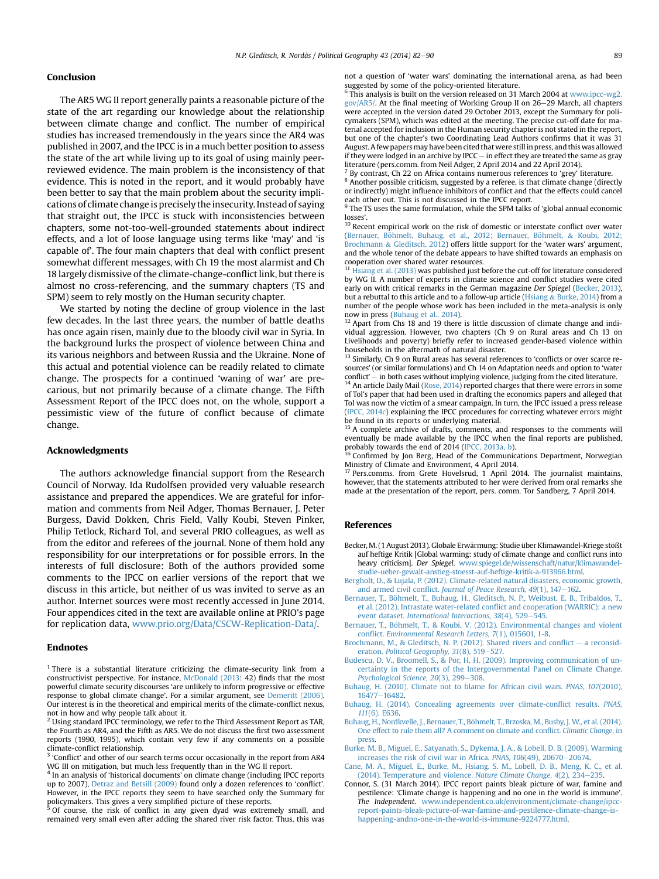## Conclusion

The AR5 WG II report generally paints a reasonable picture of the state of the art regarding our knowledge about the relationship between climate change and conflict. The number of empirical studies has increased tremendously in the years since the AR4 was published in 2007, and the IPCC is in a much better position to assess the state of the art while living up to its goal of using mainly peer-reviewed evidence. The main problem is the inconsistency of that evidence. This is noted in the report, and it would probably have been better to say that the main problem about the security implications of climate change is precisely the insecurity. Instead of saying that straight out, the IPCC is stuck with inconsistencies between chapters, some not-too-well-grounded statements about indirect effects, and a lot of loose language using terms like 'may' and 'is capable of'. The four main chapters that deal with conflict present somewhat different messages, with Ch 19 the most alarmist and Ch 18 largely dismissive of the climate-change-conflict link, but there is almost no cross-referencing, and the summary chapters (TS and SPM) seem to rely mostly on the Human security chapter.

We started by noting the decline of group violence in the last few decades. In the last three years, the number of battle deaths has once again risen, mainly due to the bloody civil war in Syria. In the background lurks the prospect of violence between China and its various neighbors and between Russia and the Ukraine. None of this actual and potential violence can be readily related to climate change. The prospects for a continued 'waning of war' are precarious, but not primarily because of a climate change. The Fifth Assessment Report of the IPCC does not, on the whole, support a pessimistic view of the future of conflict because of climate change.

## Acknowledgments

The authors acknowledge financial support from the Research Council of Norway. Ida Rudolfsen provided very valuable research assistance and prepared the appendices. We are grateful for information and comments from Neil Adger, Thomas Bernauer, J. Peter Burgess, David Dokken, Chris Field, Vally Koubi, Steven Pinker, Philip Tetlock, Richard Tol, and several PRIO colleagues, as well as from the editor and referees of the journal. None of them hold any responsibility for our interpretations or for possible errors. In the interests of full disclosure: Both of the authors provided some comments to the IPCC on earlier versions of the report that we discuss in this article, but neither of us was invited to serve as an author. Internet sources were most recently accessed in June 2014. Four appendices cited in the text are available online at PRIO's page for replication data, www.prio.org/Data/CSCW-Replication-Data/.

## Endnotes

[1] There is a substantial literature criticizing the climate-security link from a constructivist perspective. For instance, McDonald (2013: 42) finds that the most powerful climate security discourses 'are unlikely to inform progressive or effective response to global climate change'. For a similar argument, see Demeritt (2006). Our interest is in the theoretical and empirical merits of the climate-conflict nexus, not in how and why people talk about it.

[2] Using standard IPCC terminology, we refer to the Third Assessment Report as TAR, the Fourth as AR4, and the Fifth as AR5. We do not discuss the first two assessment reports (1990, 1995), which contain very few if any comments on a possible climate-conflict relationship.

[3] 'Conflict' and other of our search terms occur occasionally in the report from AR4 WG III on mitigation, but much less frequently than in the WG II report.

[4] In an analysis of 'historical documents' on climate change (including IPCC reports up to 2007), Detraz and Betsill (2009) found only a dozen references to 'conflict'. However, in the IPCC reports they seem to have searched only the Summary for policymakers. This gives a very simplified picture of these reports.

[5] Of course, the risk of conflict in any given dyad was extremely small, and remained very small even after adding the shared river risk factor. Thus, this was not a question of 'water wars' dominating the international arena, as had been suggested by some of the policy-oriented literature.

[6] This analysis is built on the version released on 31 March 2004 at www.ipcc-wg2.gov/AR5/. At the final meeting of Working Group II on 26–29 March, all chapters were accepted in the version dated 29 October 2013, except the Summary for policymakers (SPM), which was edited at the meeting. The precise cut-off date for material accepted for inclusion in the Human security chapter is not stated in the report, but one of the chapter's two Coordinating Lead Authors confirms that it was 31 August. A few papers may have been cited that were still in press, and this was allowed if they were lodged in an archive by IPCC – in effect they are treated the same as gray literature (pers.comm. from Neil Adger, 2 April 2014 and 22 April 2014).

[7] By contrast, Ch 22 on Africa contains numerous references to 'grey' literature.

[8] Another possible criticism, suggested by a referee, is that climate change (directly or indirectly) might influence inhibitors of conflict and that the effects could cancel each other out. This is not discussed in the IPCC report.

[9] The TS uses the same formulation, while the SPM talks of 'global annual economic losses'.

[10] Recent empirical work on the risk of domestic or interstate conflict over water (Bernauer, Böhmelt, Buhaug, et al., 2012; Bernauer, Böhmelt, & Koubi, 2012; Brochmann & Gleditsch, 2012) offers little support for the 'water wars' argument, and the whole tenor of the debate appears to have shifted towards an emphasis on cooperation over shared water resources.

[11] Hsiang et al. (2013) was published just before the cut-off for literature considered by WG II. A number of experts in climate science and conflict studies were cited early on with critical remarks in the German magazine *Der Spiegel* (Becker, 2013), but a rebuttal to this article and to a follow-up article (Hsiang & Burke, 2014) from a number of the people whose work has been included in the meta-analysis is only now in press (Buhaug et al., 2014).

[12] Apart from Chs 18 and 19 there is little discussion of climate change and individual aggression. However, two chapters (Ch 9 on Rural areas and Ch 13 on Livelihoods and poverty) briefly refer to increased gender-based violence within households in the aftermath of natural disaster.

[13] Similarly, Ch 9 on Rural areas has several references to 'conflicts or over scarce resources' (or similar formulations) and Ch 14 on Adaptation needs and option to 'water conflict' – in both cases without implying violence, judging from the cited literature.

[14] An article Daily Mail (Rose, 2014) reported charges that there were errors in some of Tol's paper that had been used in drafting the economics papers and alleged that Tol was now the victim of a smear campaign. In turn, the IPCC issued a press release (IPCC, 2014c) explaining the IPCC procedures for correcting whatever errors might be found in its reports or underlying material.

[15] A complete archive of drafts, comments, and responses to the comments will eventually be made available by the IPCC when the final reports are published, probably towards the end of 2014 (IPCC, 2013a, b).

[16] Confirmed by Jon Berg, Head of the Communications Department, Norwegian Ministry of Climate and Environment, 4 April 2014.

[17] Pers.comms. from Grete Hovelsrud, 1 April 2014. The journalist maintains, however, that the statements attributed to her were derived from oral remarks she made at the presentation of the report, pers. comm. Tor Sandberg, 7 April 2014.

## References

Becker, M. (1 August 2013). Globale Erwärmung: Studie über Klimawandel-Kriege stößt auf heftige Kritik [Global warming: study of climate change and conflict runs into heavy criticism]. *Der Spiegel*. www.spiegel.de/wissenschaft/natur/klimawandel-studie-ueber-gewalt-anstieg-stoesst-auf-heftige-kritik-a-913966.html.

Bergholt, D., & Lujala, P. (2012). Climate-related natural disasters, economic growth, and armed civil conflict. *Journal of Peace Research, 49*(1), 147–162.

Bernauer, T., Böhmelt, T., Buhaug, H., Gleditsch, N. P., Weibust, E. B., Tribaldos, T., et al. (2012). Intrastate water-related conflict and cooperation (WARRIC): a new event dataset. *International Interactions, 38*(4), 529–545.

Bernauer, T., Böhmelt, T., & Koubi, V. (2012). Environmental changes and violent conflict. *Environmental Research Letters, 7*(1), 015601, 1-8.

Brochmann, M., & Gleditsch, N. P. (2012). Shared rivers and conflict – a reconsideration. *Political Geography, 31*(8), 519–527.

Budescu, D. V., Broomell, S., & Por, H. H. (2009). Improving communication of uncertainty in the reports of the Intergovernmental Panel on Climate Change. *Psychological Science, 20*(3), 299–308.

Buhaug, H. (2010). Climate not to blame for African civil wars. *PNAS, 107*(2010), 16477–16482.

Buhaug, H. (2014). Concealing agreements over climate-conflict results. *PNAS, 111*(6). E636.

Buhaug, H., Nordkvelle, J., Bernauer, T., Böhmelt, T., Brzoska, M., Busby, J. W., et al. (2014). One effect to rule them all? A comment on climate and conflict. *Climatic Change*. in press.

Burke, M. B., Miguel, E., Satyanath, S., Dykema, J. A., & Lobell, D. B. (2009). Warming increases the risk of civil war in Africa. *PNAS, 106*(49), 20670–20674.

Cane, M. A., Miguel, E., Burke, M., Hsiang, S. M., Lobell, D. B., Meng, K. C., et al. (2014). Temperature and violence. *Nature Climate Change, 4*(2), 234–235.

Connor, S. (31 March 2014). IPCC report paints bleak picture of war, famine and pestilence: 'Climate change is happening and no one in the world is immune'. *The Independent*. www.independent.co.uk/environment/climate-change/ipcc-report-paints-bleak-picture-of-war-famine-and-pestilence-climate-change-is-happening-andno-one-in-the-world-is-immune-9224777.html.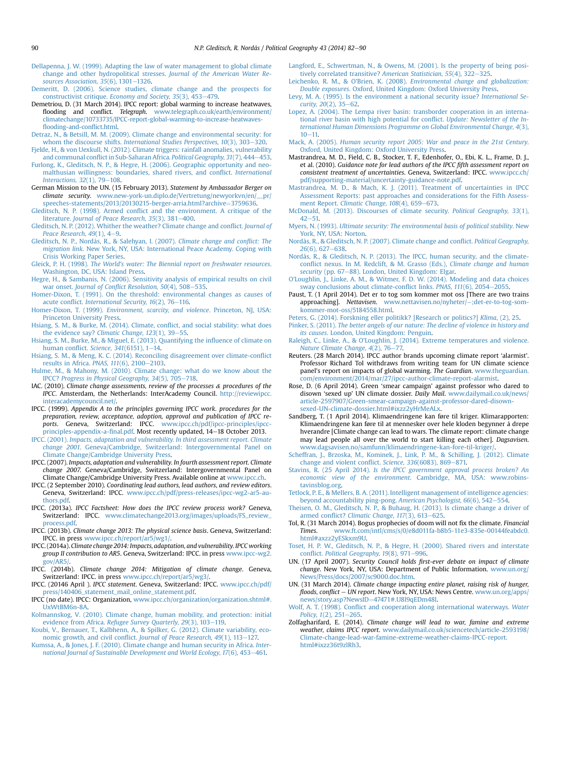Dellapenna, J. W. (1999). Adapting the law of water management to global climate change and other hydropolitical stresses. *Journal of the American Water Resources Association, 35*(6), 1301–1326.

Demeritt, D. (2006). Science studies, climate change and the prospects for constructivist critique. *Economy and Society, 35*(3), 453–479.

Demetriou, D. (31 March 2014). IPCC report: global warming to increase heatwaves, flooding and conflict. *Telegraph*. www.telegraph.co.uk/earth/environment/climatechange/10733735/IPCC-report-global-warming-to-increase-heatwaves-flooding-and-conflict.html.

Detraz, N., & Betsill, M. M. (2009). Climate change and environmental security: for whom the discourse shifts. *International Studies Perspectives, 10*(3), 303–320.

Fjelde, H., & von Uexkull, N. (2012). Climate triggers: rainfall anomalies, vulnerability and communal conflict in Sub-Saharan Africa. *Political Geography, 31*(7), 444–453.

Furlong, K., Gleditsch, N. P., & Hegre, H. (2006). Geographic opportunity and neomalthusian willingness: boundaries, shared rivers, and conflict. *International Interactions, 32*(1), 79–108.

German Mission to the UN. (15 February 2013). *Statement by Ambassador Berger on climate security*. www.new-york-un.diplo.de/Vertretung/newyorkvn/en/__pr/speeches-statements/2013/20130215-berger-arria.html?archive=3759636.

Gleditsch, N. P. (1998). Armed conflict and the environment. A critique of the literature. *Journal of Peace Research, 35*(3), 381–400.

Gleditsch, N. P. (2012). Whither the weather? Climate change and conflict. *Journal of Peace Research, 49*(1), 4–9.

Gleditsch, N. P., Nordås, R., & Salehyan, I. (2007). *Climate change and conflict: The migration link*. New York, NY, USA: International Peace Academy. Coping with Crisis Working Paper Series.

Gleick, P. H. (1998). *The World's water: The Biennial report on freshwater resources*. Washington, DC, USA: Island Press.

Hegre, H., & Sambanis, N. (2006). Sensitivity analysis of empirical results on civil war onset. *Journal of Conflict Resolution, 50*(4), 508–535.

Homer-Dixon, T. (1991). On the threshold: environmental changes as causes of acute conflict. *International Security, 16*(2), 76–116.

Homer-Dixon, T. (1999). *Environment, scarcity, and violence*. Princeton, NJ, USA: Princeton University Press.

Hsiang, S. M., & Burke, M. (2014). Climate, conflict, and social stability: what does the evidence say? *Climatic Change, 123*(1), 39–55.

Hsiang, S. M., Burke, M., & Miguel, E. (2013). Quantifying the influence of climate on human conflict. *Science, 341*(6151), 1–14.

Hsiang, S. M., & Meng, K. C. (2014). Reconciling disagreement over climate-conflict results in Africa. *PNAS, 111*(6), 2100–2103.

Hulme, M., & Mahony, M. (2010). Climate change: what do we know about the IPCC? *Progress in Physical Geography, 34*(5), 705–718.

IAC. (2010). *Climate change assessments, review of the processes & procedures of the IPCC*. Amsterdam, the Netherlands: InterAcademy Council. http://reviewipcc.interacademycouncil.net/.

IPCC. (1999). *Appendix A to the principles governing IPCC work. procedures for the preparation, review, acceptance, adoption, approval and publication of IPCC reports*. Geneva, Switzerland: IPCC. www.ipcc.ch/pdf/ipcc-principles/ipcc-principles-appendix-a-final.pdf. Most recently updated, 14–18 October 2013.

IPCC. (2001). *Impacts, adaptation and vulnerability. In third assessment report. Climate change 2001*. Geneva/Cambridge, Switzerland: Intergovernmental Panel on Climate Change/Cambridge University Press.

IPCC. (2007). *Impacts, adaptation and vulnerability. In fourth assessment report. Climate change 2007*. Geneva/Cambridge, Switzerland: Intergovernmental Panel on Climate Change/Cambridge University Press. Available online at www.ipcc.ch.

IPCC. (2 September 2010). *Coordinating lead authors, lead authors, and review editors*. Geneva, Switzerland: IPCC. www.ipcc.ch/pdf/press-releases/ipcc-wg2-ar5-authors.pdf.

IPCC. (2013a). *IPCC Factsheet: How does the IPCC review process work?* Geneva, Switzerland: IPCC. www.climatechange2013.org/images/uploads/FS_review_process.pdf.

IPCC. (2013b). *Climate change 2013: The physical science basis*. Geneva, Switzerland: IPCC. in press www.ipcc.ch/report/ar5/wg1/.

IPCC. (2014a). *Climate change 2014: Impacts, adaptation, and vulnerability. IPCC working group II contribution to AR5*. Geneva, Switzerland: IPCC. in press www.ipcc-wg2.gov/AR5/.

IPCC. (2014b). *Climate change 2014: Mitigation of climate change*. Geneva, Switzerland: IPCC. in press www.ipcc.ch/report/ar5/wg3/.

IPCC. (20146 April ). *IPCC statement*. Geneva, Switzerland: IPCC. www.ipcc.ch/pdf/press/140406_statement_mail_online_statement.pdf.

IPCC (no date). IPCC: Organization, www.ipcc.ch/organization/organization.shtml#.UxWtBM6n-8A.

Kolmannskog, V. (2010). Climate change, human mobility, and protection: initial evidence from Africa. *Refugee Survey Quarterly, 29*(3), 103–119.

Koubi, V., Bernauer, T., Kalbhenn, A., & Spilker, G. (2012). Climate variability, economic growth, and civil conflict. *Journal of Peace Research, 49*(1), 113–127.

Kumssa, A., & Jones, J. F. (2010). Climate change and human security in Africa. *International Journal of Sustainable Development and World Ecology, 17*(6), 453–461.

Langford, E., Schwertman, N., & Owens, M. (2001). Is the property of being positively correlated transitive? *American Statistician, 55*(4), 322–325.

Leichenko, R. M., & O'Brien, K. (2008). *Environmental change and globalization: Double exposures*. Oxford, United Kingdom: Oxford University Press.

Levy, M. A. (1995). Is the environment a national security issue? *International Security, 20*(2), 35–62.

Lopez, A. (2004). The Lempa river basin: transborder cooperation in an international river basin with high potential for conflict. *Update: Newsletter of the International Human Dimensions Programme on Global Environmental Change, 4*(3), 10–11.

Mack, A. (2005). *Human security report 2005: War and peace in the 21st Century*. Oxford, United Kingdom: Oxford University Press.

Mastrandrea, M. D., Field, C. B., Stocker, T. F., Edenhofer, O., Ebi, K. L., Frame, D. J., et al. (2010). *Guidance note for lead authors of the IPCC fifth assessment report on consistent treatment of uncertainties*. Geneva, Switzerland: IPCC. www.ipcc.ch/pdf/supporting-material/uncertainty-guidance-note.pdf.

Mastrandrea, M. D., & Mach, K. J. (2011). Treatment of uncertainties in IPCC Assessment Reports: past approaches and considerations for the Fifth Assessment Report. *Climatic Change, 108*(4), 659–673.

McDonald, M. (2013). Discourses of climate security. *Political Geography, 33*(1), 42–51.

Myers, N. (1993). *Ultimate security: The environmental basis of political stability*. New York, NY, USA: Norton.

Nordås, R., & Gleditsch, N. P. (2007). Climate change and conflict. *Political Geography, 26*(6), 627–638.

Nordås, R., & Gleditsch, N. P. (2013). The IPCC, human security, and the climate-conflict nexus. In M. Redclift, & M. Grasso (Eds.), *Climate change and human security* (pp. 67–88). London, United Kingdom: Elgar.

O'Loughlin, J., Linke, A. M., & Witmer, F. D. W. (2014). Modeling and data choices sway conclusions about climate-conflict links. *PNAS, 111*(6), 2054–2055.

Paust, T. (1 April 2014). Det er to tog som kommer mot oss [There are two trains approaching]. *Nettavisen*. www.nettavisen.no/nyheter/—;det-er-to-tog-som-kommer-mot-oss/5184558.html.

Peters, G. (2014). Forskning eller politikk? [Research or politics?] *Klima*, (2), 25.

Pinker, S. (2011). *The better angels of our nature: The decline of violence in history and its causes*. London, United Kingdom: Penguin.

Raleigh, C., Linke, A., & O'Loughlin, J. (2014). Extreme temperatures and violence. *Nature Climate Change, 4*(2), 76–77.

Reuters. (28 March 2014). IPCC author brands upcoming climate report 'alarmist'. Professor Richard Tol withdraws from writing team for UN climate science panel's report on impacts of global warming. *The Guardian*. www.theguardian.com/environment/2014/mar/27/ipcc-author-climate-report-alarmist.

Rose, D. (6 April 2014). Green 'smear campaign' against professor who dared to disown 'sexed up' UN climate dossier. *Daily Mail*. www.dailymail.co.uk/news/article-2597907/Green-smear-campaign-against-professor-dared-disown-sexed-UN-climate-dossier.html#ixzz2yHrMeALx.

Sandberg, T. (1 April 2014). Klimaendringene kan føre til kriger. Klimarapporten: Klimaendringene kan føre til at mennesker over hele kloden begynner å drepe hverandre [Climate change can lead to wars. The climate report: climate change may lead people all over the world to start killing each other]. *Dagsavisen*. www.dagsavisen.no/samfunn/klimaendringene-kan-fore-til-kriger/.

Scheffran, J., Brzoska, M., Kominek, J., Link, P. M., & Schilling, J. (2012). Climate change and violent conflict. *Science, 336*(6083), 869–871.

Stavins, R. (25 April 2014). *Is the IPCC government approval process broken? An economic view of the environment*. Cambridge, MA, USA: www.robinstavinsblog.org.

Tetlock, P. E., & Mellers, B. A. (2011). Intelligent management of intelligence agencies: beyond accountability ping-pong. *American Psychologist, 66*(6), 542–554.

Theisen, O. M., Gleditsch, N. P., & Buhaug, H. (2013). Is climate change a driver of armed conflict? *Climatic Change, 117*(3), 613–625.

Tol, R. (31 March 2014). Bogus prophecies of doom will not fix the climate. *Financial Times*. www.ft.com/intl/cms/s/0/e8d011fa-b8b5-11e3-835e-00144feabdc0.html#axzz2yESkxm9U.

Toset, H. P. W., Gleditsch, N. P., & Hegre, H. (2000). Shared rivers and interstate conflict. *Political Geography, 19*(8), 971–996.

UN. (17 April 2007). *Security Council holds first-ever debate on impact of climate change*. New York, NY, USA: Department of Public Information. www.un.org/News/Press/docs/2007/sc9000.doc.htm.

UN. (31 March 2014). *Climate change impacting entire planet, raising risk of hunger, floods, conflict – UN report*. New York, NY, USA: News Centre. www.un.org/apps/news/story.asp?NewsID=47471#.U8I9qEDm48I.

Wolf, A. T. (1998). Conflict and cooperation along international waterways. *Water Policy, 1*(2), 251–265.

Zolfagharifard, E. (2014). *Climate change will lead to war, famine and extreme weather, claims IPCC report*. www.dailymail.co.uk/sciencetech/article-2593198/Climate-change-lead-war-famine-extreme-weather-claims-IPCC-report.html#ixzz36t9zlRh3.